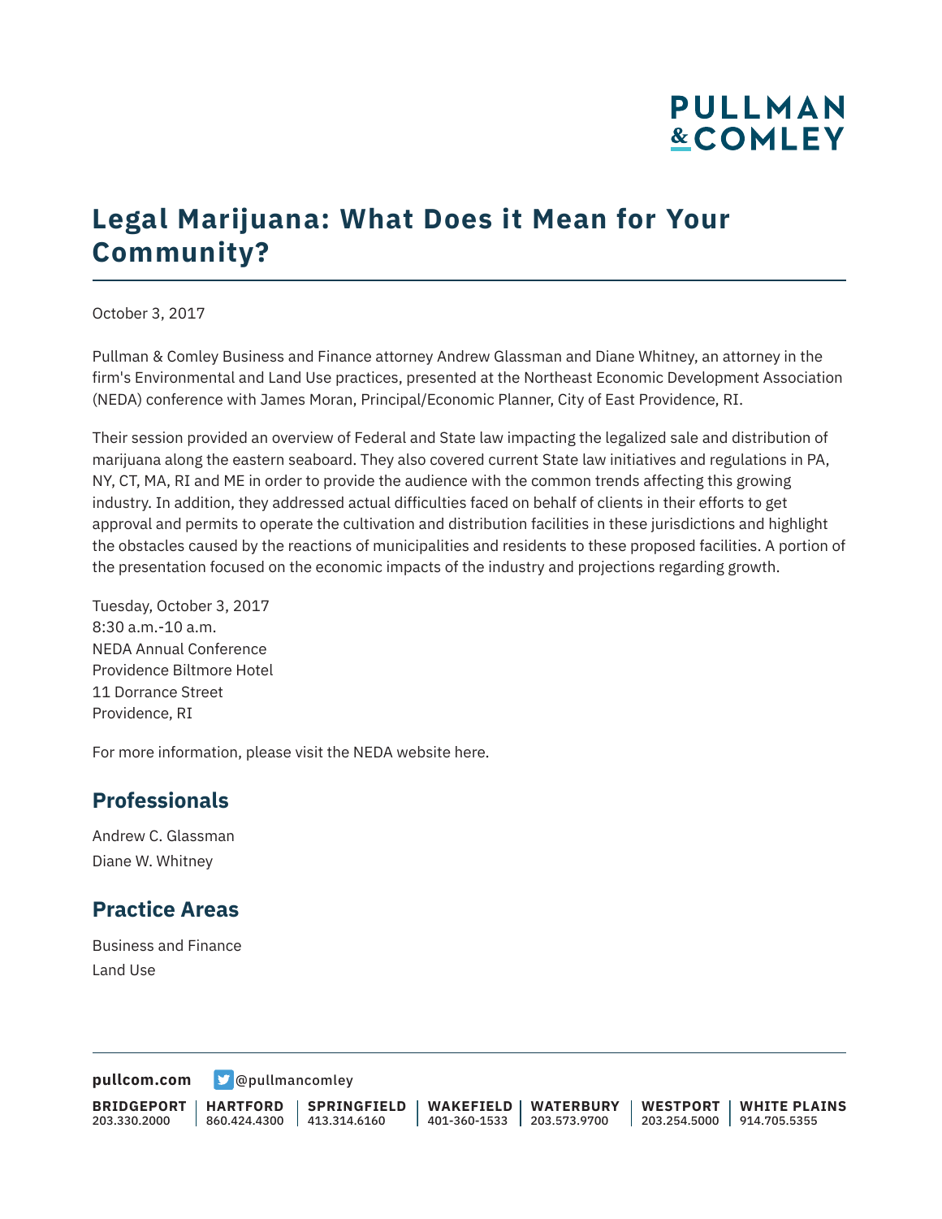# Legal Marijuana: What Does it Mean for Your Community?

October 3, 2017

Pullman & Comley Business and Finance attorney Andrew Glassman and Diane Whitney, an attorney in the firm's Environmental and Land Use practices, presented at the Northeast Economic Development Association (NEDA) conference with James Moran, Principal/Economic Planner, City of East Providence, RI.

Their session provided an overview of Federal and State law impacting the legalized sale and distribution of marijuana along the eastern seaboard. They also covered current State law initiatives and regulations in PA, NY, CT, MA, RI and ME in order to provide the audience with the common trends affecting this growing industry. In addition, they addressed actual difficulties faced on behalf of clients in their efforts to get approval and permits to operate the cultivation and distribution facilities in these jurisdictions and highlight the obstacles caused by the reactions of municipalities and residents to these proposed facilities. A portion of the presentation focused on the economic impacts of the industry and projections regarding growth.

Tuesday, October 3, 2017
8:30 a.m.-10 a.m.
NEDA Annual Conference
Providence Biltmore Hotel
11 Dorrance Street
Providence, RI

For more information, please visit the NEDA website here.

## Professionals

Andrew C. Glassman
Diane W. Whitney

## Practice Areas

Business and Finance
Land Use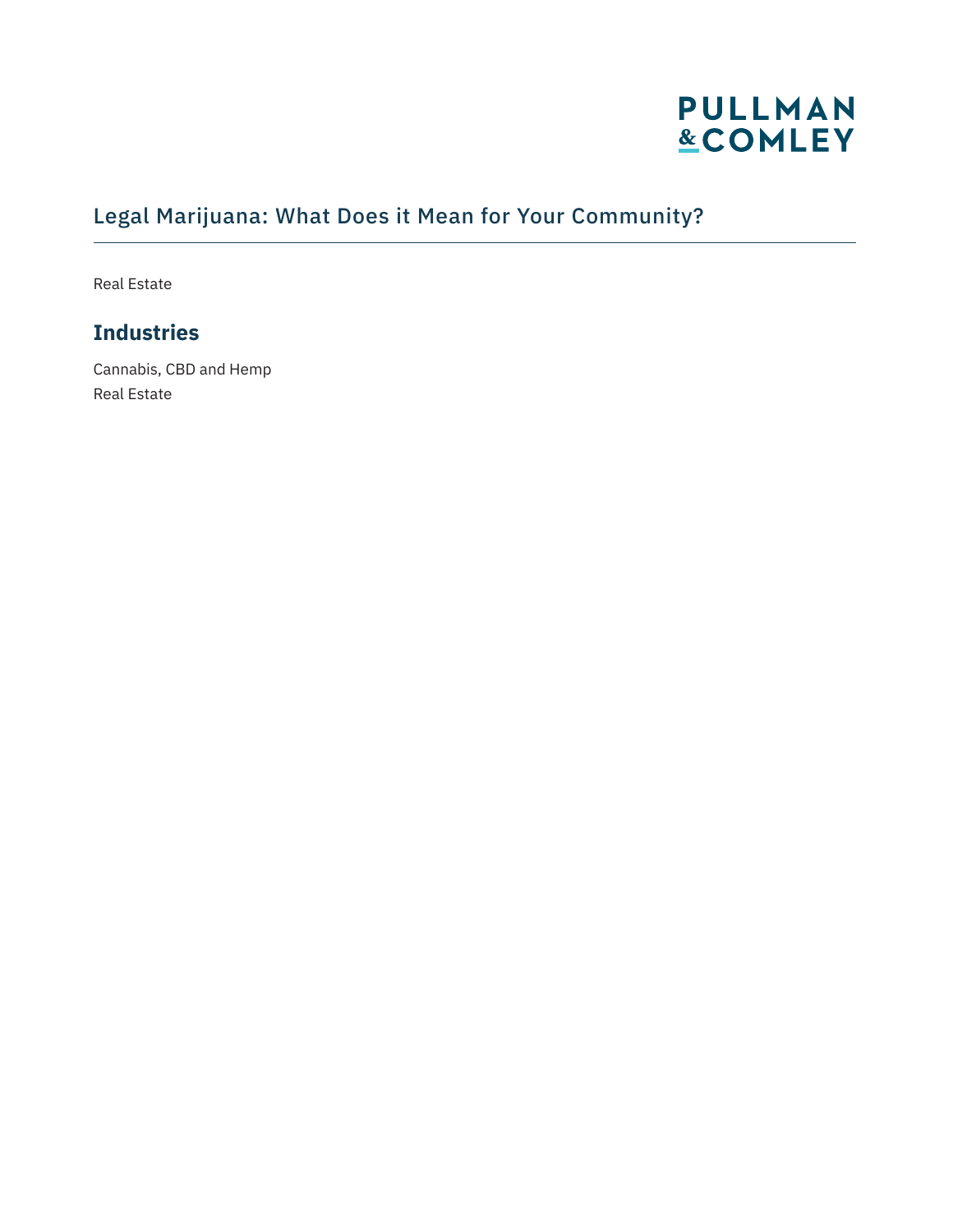Legal Marijuana: What Does it Mean for Your Community?

---

Real Estate

## Industries

Cannabis, CBD and Hemp
Real Estate